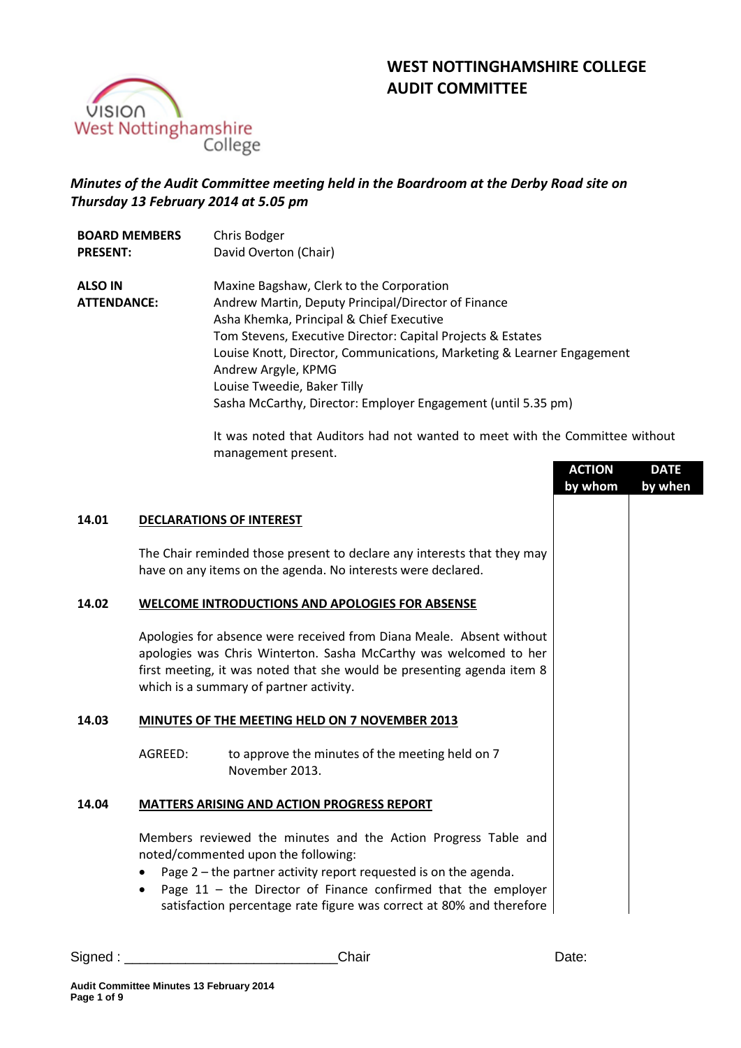# WEST NOTTINGHAMSHIRE COLLEGE
# AUDIT COMMITTEE

*Minutes of the Audit Committee meeting held in the Boardroom at the Derby Road site on Thursday 13 February 2014 at 5.05 pm*

**BOARD MEMBERS PRESENT:**
Chris Bodger
David Overton (Chair)

**ALSO IN ATTENDANCE:**
Maxine Bagshaw, Clerk to the Corporation
Andrew Martin, Deputy Principal/Director of Finance
Asha Khemka, Principal & Chief Executive
Tom Stevens, Executive Director: Capital Projects & Estates
Louise Knott, Director, Communications, Marketing & Learner Engagement
Andrew Argyle, KPMG
Louise Tweedie, Baker Tilly
Sasha McCarthy, Director: Employer Engagement (until 5.35 pm)

It was noted that Auditors had not wanted to meet with the Committee without management present.

| | | ACTION by whom | DATE by when |
|---|---|---|---|

**14.01 DECLARATIONS OF INTEREST**

The Chair reminded those present to declare any interests that they may have on any items on the agenda. No interests were declared.

**14.02 WELCOME INTRODUCTIONS AND APOLOGIES FOR ABSENSE**

Apologies for absence were received from Diana Meale. Absent without apologies was Chris Winterton. Sasha McCarthy was welcomed to her first meeting, it was noted that she would be presenting agenda item 8 which is a summary of partner activity.

**14.03 MINUTES OF THE MEETING HELD ON 7 NOVEMBER 2013**

AGREED: to approve the minutes of the meeting held on 7 November 2013.

**14.04 MATTERS ARISING AND ACTION PROGRESS REPORT**

Members reviewed the minutes and the Action Progress Table and noted/commented upon the following:

- Page 2 – the partner activity report requested is on the agenda.
- Page 11 – the Director of Finance confirmed that the employer satisfaction percentage rate figure was correct at 80% and therefore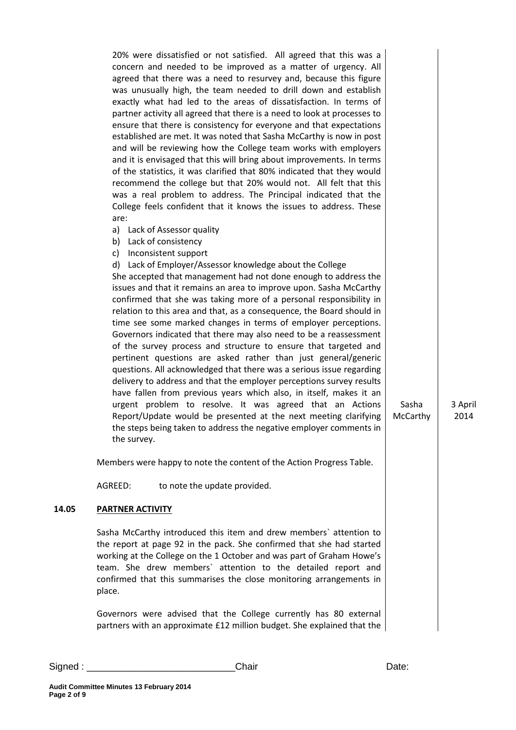20% were dissatisfied or not satisfied. All agreed that this was a concern and needed to be improved as a matter of urgency. All agreed that there was a need to resurvey and, because this figure was unusually high, the team needed to drill down and establish exactly what had led to the areas of dissatisfaction. In terms of partner activity all agreed that there is a need to look at processes to ensure that there is consistency for everyone and that expectations established are met. It was noted that Sasha McCarthy is now in post and will be reviewing how the College team works with employers and it is envisaged that this will bring about improvements. In terms of the statistics, it was clarified that 80% indicated that they would recommend the college but that 20% would not. All felt that this was a real problem to address. The Principal indicated that the College feels confident that it knows the issues to address. These are:

a) Lack of Assessor quality
b) Lack of consistency
c) Inconsistent support
d) Lack of Employer/Assessor knowledge about the College

She accepted that management had not done enough to address the issues and that it remains an area to improve upon. Sasha McCarthy confirmed that she was taking more of a personal responsibility in relation to this area and that, as a consequence, the Board should in time see some marked changes in terms of employer perceptions. Governors indicated that there may also need to be a reassessment of the survey process and structure to ensure that targeted and pertinent questions are asked rather than just general/generic questions. All acknowledged that there was a serious issue regarding delivery to address and that the employer perceptions survey results have fallen from previous years which also, in itself, makes it an urgent problem to resolve. It was agreed that an Actions Report/Update would be presented at the next meeting clarifying the steps being taken to address the negative employer comments in the survey. — **Sasha McCarthy** — **3 April 2014**

Members were happy to note the content of the Action Progress Table.

AGREED: to note the update provided.

## 14.05 PARTNER ACTIVITY

Sasha McCarthy introduced this item and drew members` attention to the report at page 92 in the pack. She confirmed that she had started working at the College on the 1 October and was part of Graham Howe's team. She drew members` attention to the detailed report and confirmed that this summarises the close monitoring arrangements in place.

Governors were advised that the College currently has 80 external partners with an approximate £12 million budget. She explained that the

Signed : ___________________________Chair Date: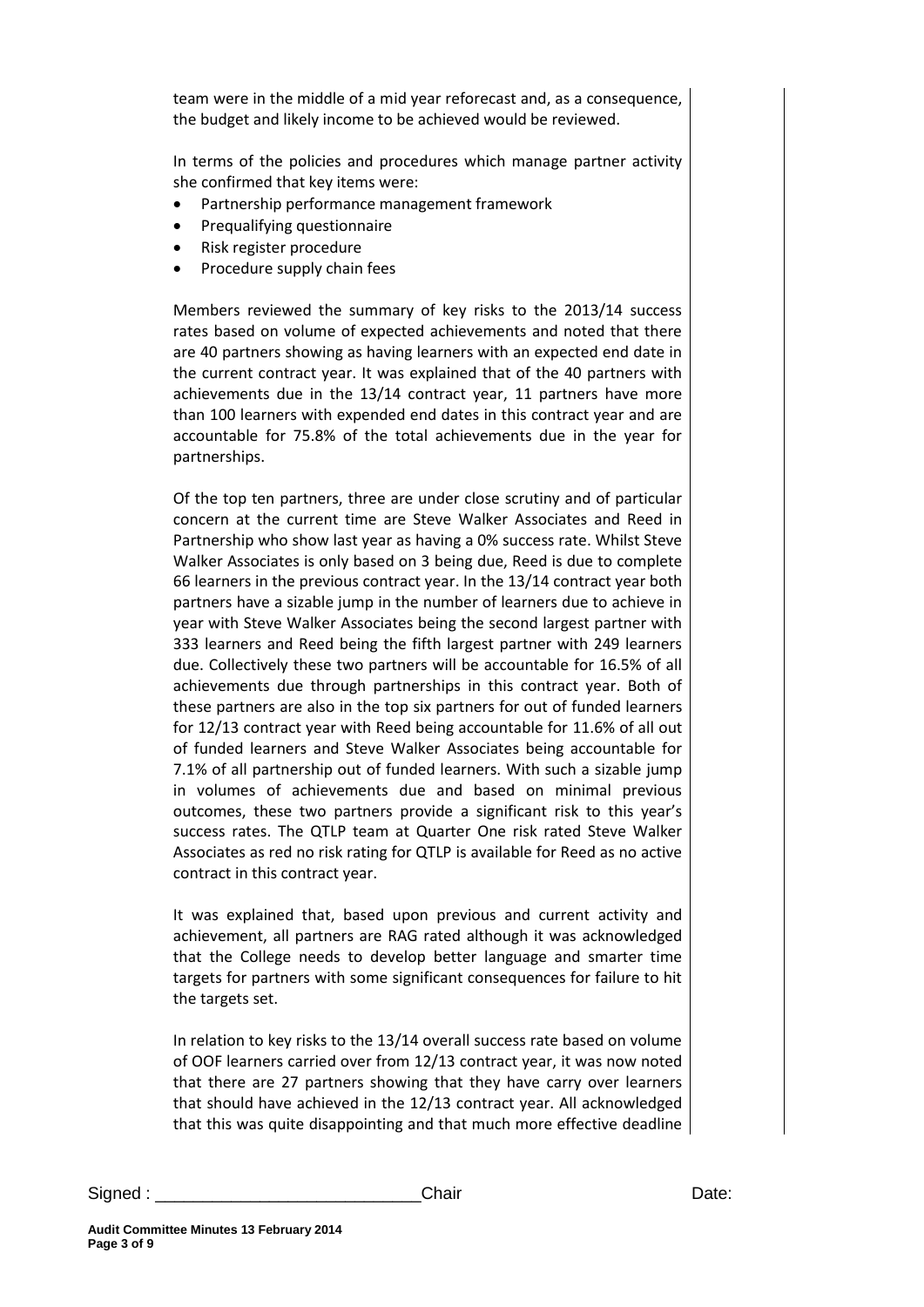team were in the middle of a mid year reforecast and, as a consequence, the budget and likely income to be achieved would be reviewed.

In terms of the policies and procedures which manage partner activity she confirmed that key items were:

- Partnership performance management framework
- Prequalifying questionnaire
- Risk register procedure
- Procedure supply chain fees

Members reviewed the summary of key risks to the 2013/14 success rates based on volume of expected achievements and noted that there are 40 partners showing as having learners with an expected end date in the current contract year. It was explained that of the 40 partners with achievements due in the 13/14 contract year, 11 partners have more than 100 learners with expended end dates in this contract year and are accountable for 75.8% of the total achievements due in the year for partnerships.

Of the top ten partners, three are under close scrutiny and of particular concern at the current time are Steve Walker Associates and Reed in Partnership who show last year as having a 0% success rate. Whilst Steve Walker Associates is only based on 3 being due, Reed is due to complete 66 learners in the previous contract year. In the 13/14 contract year both partners have a sizable jump in the number of learners due to achieve in year with Steve Walker Associates being the second largest partner with 333 learners and Reed being the fifth largest partner with 249 learners due. Collectively these two partners will be accountable for 16.5% of all achievements due through partnerships in this contract year. Both of these partners are also in the top six partners for out of funded learners for 12/13 contract year with Reed being accountable for 11.6% of all out of funded learners and Steve Walker Associates being accountable for 7.1% of all partnership out of funded learners. With such a sizable jump in volumes of achievements due and based on minimal previous outcomes, these two partners provide a significant risk to this year's success rates. The QTLP team at Quarter One risk rated Steve Walker Associates as red no risk rating for QTLP is available for Reed as no active contract in this contract year.

It was explained that, based upon previous and current activity and achievement, all partners are RAG rated although it was acknowledged that the College needs to develop better language and smarter time targets for partners with some significant consequences for failure to hit the targets set.

In relation to key risks to the 13/14 overall success rate based on volume of OOF learners carried over from 12/13 contract year, it was now noted that there are 27 partners showing that they have carry over learners that should have achieved in the 12/13 contract year. All acknowledged that this was quite disappointing and that much more effective deadline

Signed : ____________________________ Chair Date: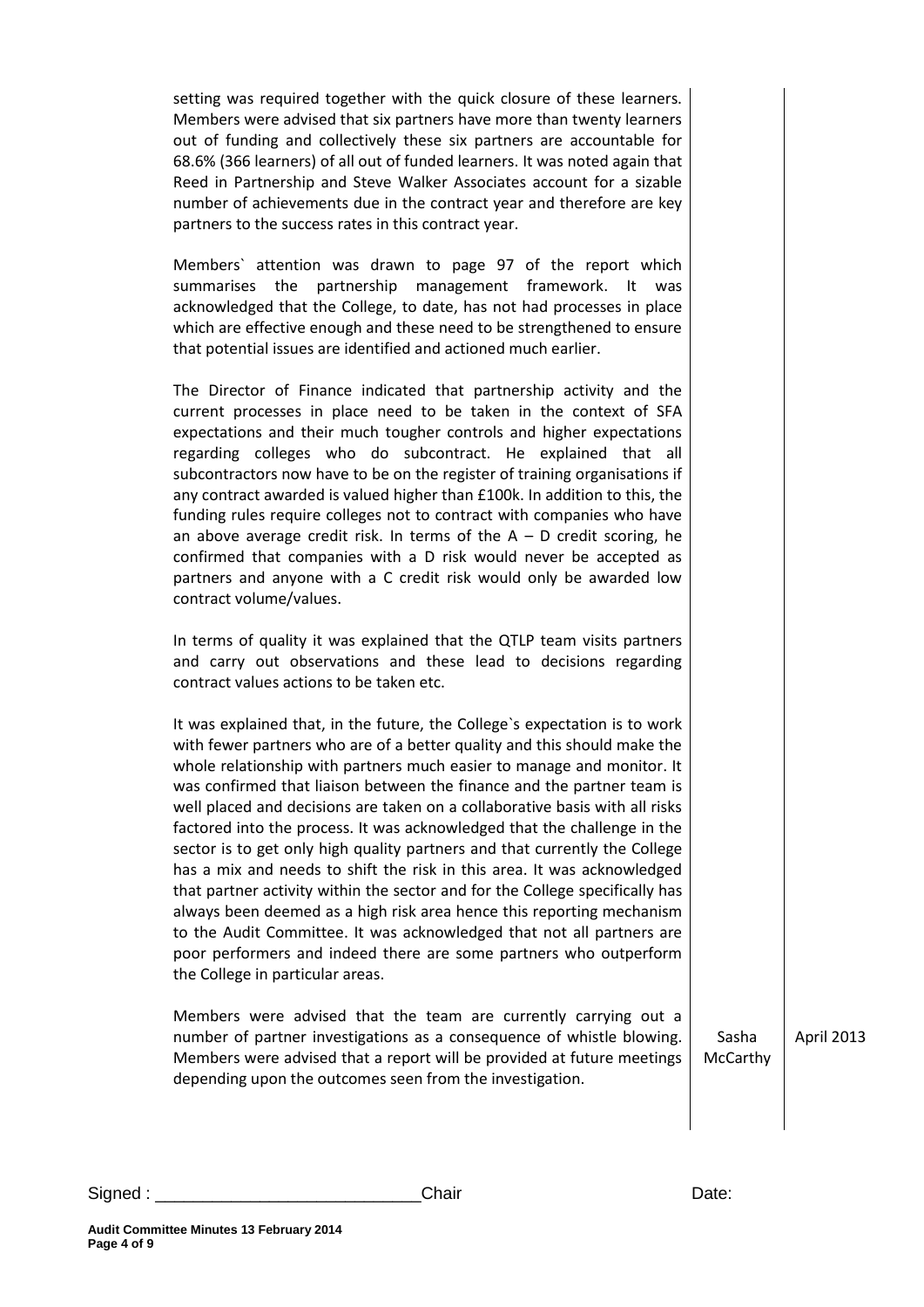setting was required together with the quick closure of these learners. Members were advised that six partners have more than twenty learners out of funding and collectively these six partners are accountable for 68.6% (366 learners) of all out of funded learners. It was noted again that Reed in Partnership and Steve Walker Associates account for a sizable number of achievements due in the contract year and therefore are key partners to the success rates in this contract year.

Members` attention was drawn to page 97 of the report which summarises the partnership management framework. It was acknowledged that the College, to date, has not had processes in place which are effective enough and these need to be strengthened to ensure that potential issues are identified and actioned much earlier.

The Director of Finance indicated that partnership activity and the current processes in place need to be taken in the context of SFA expectations and their much tougher controls and higher expectations regarding colleges who do subcontract. He explained that all subcontractors now have to be on the register of training organisations if any contract awarded is valued higher than £100k. In addition to this, the funding rules require colleges not to contract with companies who have an above average credit risk. In terms of the A – D credit scoring, he confirmed that companies with a D risk would never be accepted as partners and anyone with a C credit risk would only be awarded low contract volume/values.

In terms of quality it was explained that the QTLP team visits partners and carry out observations and these lead to decisions regarding contract values actions to be taken etc.

It was explained that, in the future, the College`s expectation is to work with fewer partners who are of a better quality and this should make the whole relationship with partners much easier to manage and monitor. It was confirmed that liaison between the finance and the partner team is well placed and decisions are taken on a collaborative basis with all risks factored into the process. It was acknowledged that the challenge in the sector is to get only high quality partners and that currently the College has a mix and needs to shift the risk in this area. It was acknowledged that partner activity within the sector and for the College specifically has always been deemed as a high risk area hence this reporting mechanism to the Audit Committee. It was acknowledged that not all partners are poor performers and indeed there are some partners who outperform the College in particular areas.

| | | |
|---|---|---|
| Members were advised that the team are currently carrying out a number of partner investigations as a consequence of whistle blowing. Members were advised that a report will be provided at future meetings depending upon the outcomes seen from the investigation. | Sasha McCarthy | April 2013 |

Signed : ___________________________Chair Date: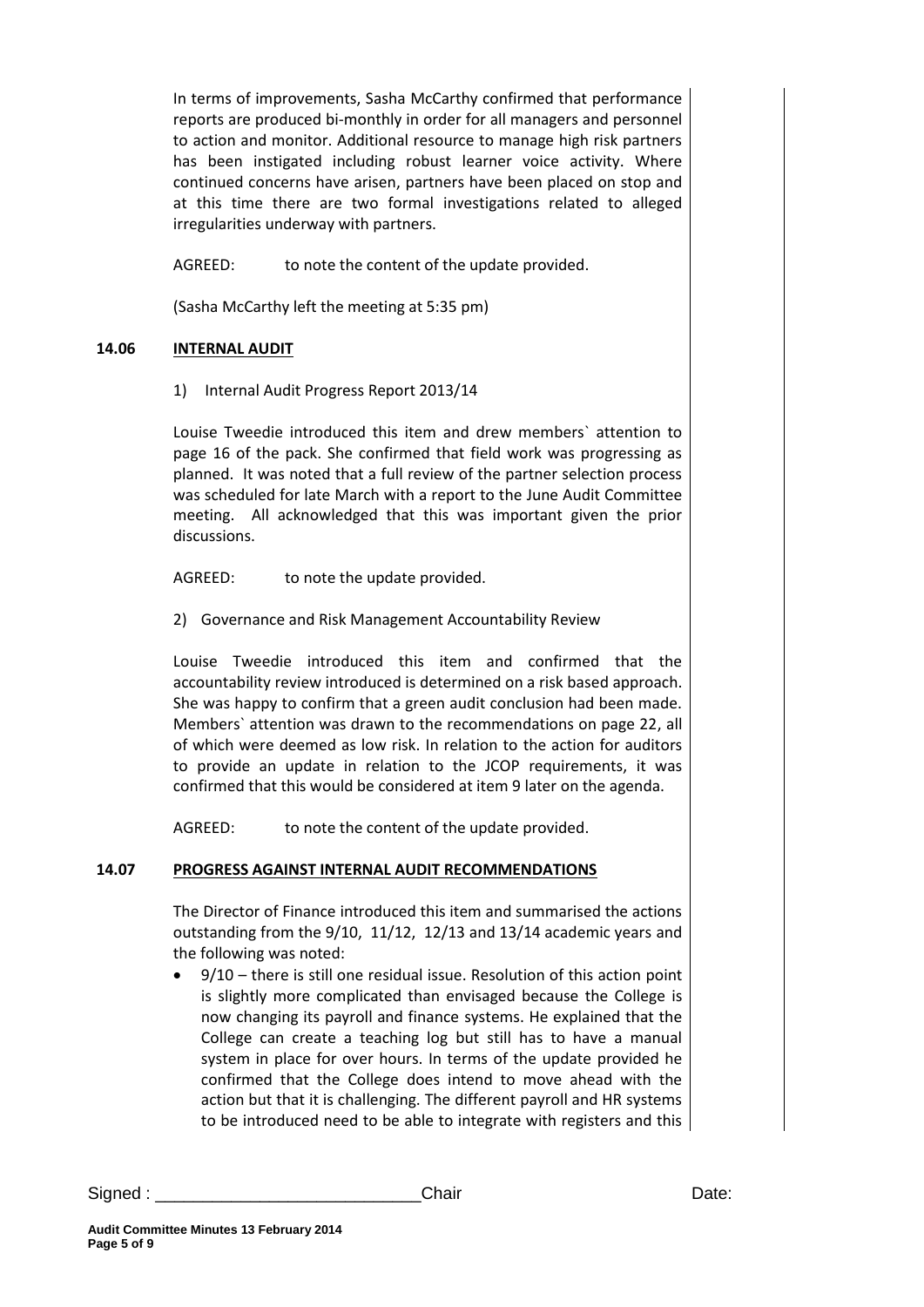In terms of improvements, Sasha McCarthy confirmed that performance reports are produced bi-monthly in order for all managers and personnel to action and monitor. Additional resource to manage high risk partners has been instigated including robust learner voice activity. Where continued concerns have arisen, partners have been placed on stop and at this time there are two formal investigations related to alleged irregularities underway with partners.

AGREED: to note the content of the update provided.

(Sasha McCarthy left the meeting at 5:35 pm)

**14.06 INTERNAL AUDIT**

1) Internal Audit Progress Report 2013/14

Louise Tweedie introduced this item and drew members` attention to page 16 of the pack. She confirmed that field work was progressing as planned. It was noted that a full review of the partner selection process was scheduled for late March with a report to the June Audit Committee meeting. All acknowledged that this was important given the prior discussions.

AGREED: to note the update provided.

2) Governance and Risk Management Accountability Review

Louise Tweedie introduced this item and confirmed that the accountability review introduced is determined on a risk based approach. She was happy to confirm that a green audit conclusion had been made. Members` attention was drawn to the recommendations on page 22, all of which were deemed as low risk. In relation to the action for auditors to provide an update in relation to the JCOP requirements, it was confirmed that this would be considered at item 9 later on the agenda.

AGREED: to note the content of the update provided.

**14.07 PROGRESS AGAINST INTERNAL AUDIT RECOMMENDATIONS**

The Director of Finance introduced this item and summarised the actions outstanding from the 9/10, 11/12, 12/13 and 13/14 academic years and the following was noted:

- 9/10 – there is still one residual issue. Resolution of this action point is slightly more complicated than envisaged because the College is now changing its payroll and finance systems. He explained that the College can create a teaching log but still has to have a manual system in place for over hours. In terms of the update provided he confirmed that the College does intend to move ahead with the action but that it is challenging. The different payroll and HR systems to be introduced need to be able to integrate with registers and this

Signed : ___________________________Chair Date: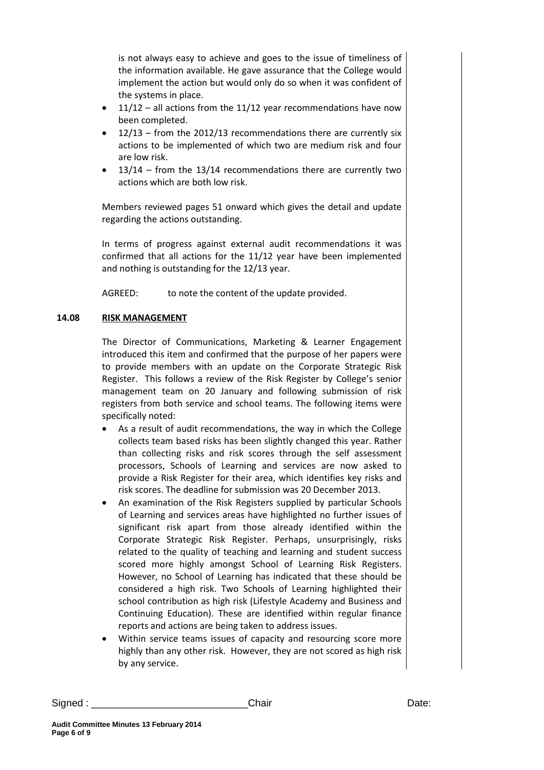is not always easy to achieve and goes to the issue of timeliness of the information available. He gave assurance that the College would implement the action but would only do so when it was confident of the systems in place.

- 11/12 – all actions from the 11/12 year recommendations have now been completed.
- 12/13 – from the 2012/13 recommendations there are currently six actions to be implemented of which two are medium risk and four are low risk.
- 13/14 – from the 13/14 recommendations there are currently two actions which are both low risk.

Members reviewed pages 51 onward which gives the detail and update regarding the actions outstanding.

In terms of progress against external audit recommendations it was confirmed that all actions for the 11/12 year have been implemented and nothing is outstanding for the 12/13 year.

AGREED: to note the content of the update provided.

**14.08 RISK MANAGEMENT**

The Director of Communications, Marketing & Learner Engagement introduced this item and confirmed that the purpose of her papers were to provide members with an update on the Corporate Strategic Risk Register. This follows a review of the Risk Register by College's senior management team on 20 January and following submission of risk registers from both service and school teams. The following items were specifically noted:

- As a result of audit recommendations, the way in which the College collects team based risks has been slightly changed this year. Rather than collecting risks and risk scores through the self assessment processors, Schools of Learning and services are now asked to provide a Risk Register for their area, which identifies key risks and risk scores. The deadline for submission was 20 December 2013.
- An examination of the Risk Registers supplied by particular Schools of Learning and services areas have highlighted no further issues of significant risk apart from those already identified within the Corporate Strategic Risk Register. Perhaps, unsurprisingly, risks related to the quality of teaching and learning and student success scored more highly amongst School of Learning Risk Registers. However, no School of Learning has indicated that these should be considered a high risk. Two Schools of Learning highlighted their school contribution as high risk (Lifestyle Academy and Business and Continuing Education). These are identified within regular finance reports and actions are being taken to address issues.
- Within service teams issues of capacity and resourcing score more highly than any other risk. However, they are not scored as high risk by any service.

Signed : ___________________________Chair Date: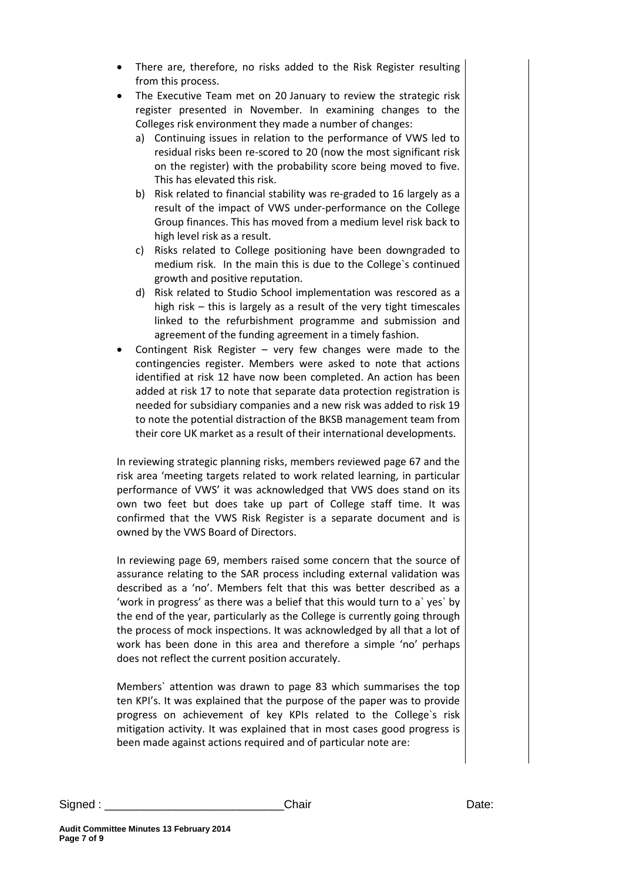- There are, therefore, no risks added to the Risk Register resulting from this process.
- The Executive Team met on 20 January to review the strategic risk register presented in November. In examining changes to the Colleges risk environment they made a number of changes:
  a) Continuing issues in relation to the performance of VWS led to residual risks been re-scored to 20 (now the most significant risk on the register) with the probability score being moved to five. This has elevated this risk.
  b) Risk related to financial stability was re-graded to 16 largely as a result of the impact of VWS under-performance on the College Group finances. This has moved from a medium level risk back to high level risk as a result.
  c) Risks related to College positioning have been downgraded to medium risk. In the main this is due to the College`s continued growth and positive reputation.
  d) Risk related to Studio School implementation was rescored as a high risk – this is largely as a result of the very tight timescales linked to the refurbishment programme and submission and agreement of the funding agreement in a timely fashion.
- Contingent Risk Register – very few changes were made to the contingencies register. Members were asked to note that actions identified at risk 12 have now been completed. An action has been added at risk 17 to note that separate data protection registration is needed for subsidiary companies and a new risk was added to risk 19 to note the potential distraction of the BKSB management team from their core UK market as a result of their international developments.

In reviewing strategic planning risks, members reviewed page 67 and the risk area 'meeting targets related to work related learning, in particular performance of VWS' it was acknowledged that VWS does stand on its own two feet but does take up part of College staff time. It was confirmed that the VWS Risk Register is a separate document and is owned by the VWS Board of Directors.

In reviewing page 69, members raised some concern that the source of assurance relating to the SAR process including external validation was described as a 'no'. Members felt that this was better described as a 'work in progress' as there was a belief that this would turn to a` yes` by the end of the year, particularly as the College is currently going through the process of mock inspections. It was acknowledged by all that a lot of work has been done in this area and therefore a simple 'no' perhaps does not reflect the current position accurately.

Members` attention was drawn to page 83 which summarises the top ten KPI's. It was explained that the purpose of the paper was to provide progress on achievement of key KPIs related to the College`s risk mitigation activity. It was explained that in most cases good progress is been made against actions required and of particular note are:

Signed : ___________________________Chair Date:

**Audit Committee Minutes 13 February 2014**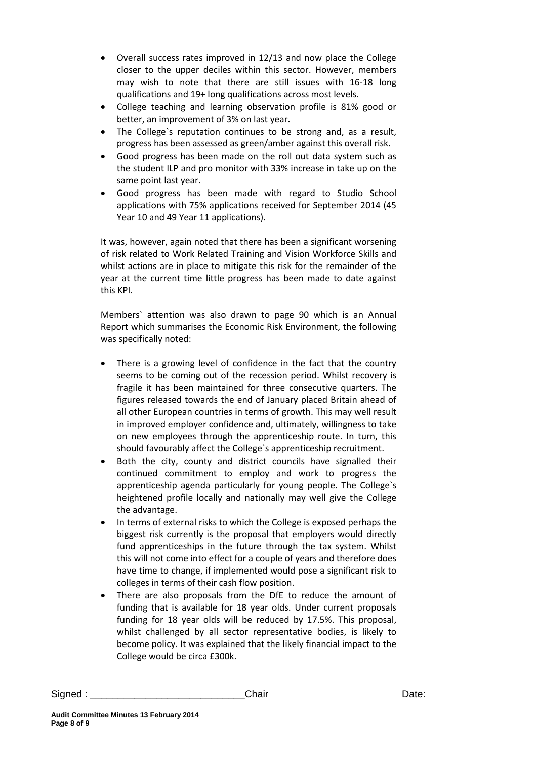- Overall success rates improved in 12/13 and now place the College closer to the upper deciles within this sector. However, members may wish to note that there are still issues with 16-18 long qualifications and 19+ long qualifications across most levels.
- College teaching and learning observation profile is 81% good or better, an improvement of 3% on last year.
- The College`s reputation continues to be strong and, as a result, progress has been assessed as green/amber against this overall risk.
- Good progress has been made on the roll out data system such as the student ILP and pro monitor with 33% increase in take up on the same point last year.
- Good progress has been made with regard to Studio School applications with 75% applications received for September 2014 (45 Year 10 and 49 Year 11 applications).

It was, however, again noted that there has been a significant worsening of risk related to Work Related Training and Vision Workforce Skills and whilst actions are in place to mitigate this risk for the remainder of the year at the current time little progress has been made to date against this KPI.

Members` attention was also drawn to page 90 which is an Annual Report which summarises the Economic Risk Environment, the following was specifically noted:

- There is a growing level of confidence in the fact that the country seems to be coming out of the recession period. Whilst recovery is fragile it has been maintained for three consecutive quarters. The figures released towards the end of January placed Britain ahead of all other European countries in terms of growth. This may well result in improved employer confidence and, ultimately, willingness to take on new employees through the apprenticeship route. In turn, this should favourably affect the College`s apprenticeship recruitment.
- Both the city, county and district councils have signalled their continued commitment to employ and work to progress the apprenticeship agenda particularly for young people. The College`s heightened profile locally and nationally may well give the College the advantage.
- In terms of external risks to which the College is exposed perhaps the biggest risk currently is the proposal that employers would directly fund apprenticeships in the future through the tax system. Whilst this will not come into effect for a couple of years and therefore does have time to change, if implemented would pose a significant risk to colleges in terms of their cash flow position.
- There are also proposals from the DfE to reduce the amount of funding that is available for 18 year olds. Under current proposals funding for 18 year olds will be reduced by 17.5%. This proposal, whilst challenged by all sector representative bodies, is likely to become policy. It was explained that the likely financial impact to the College would be circa £300k.

Signed : ___________________________ Chair Date: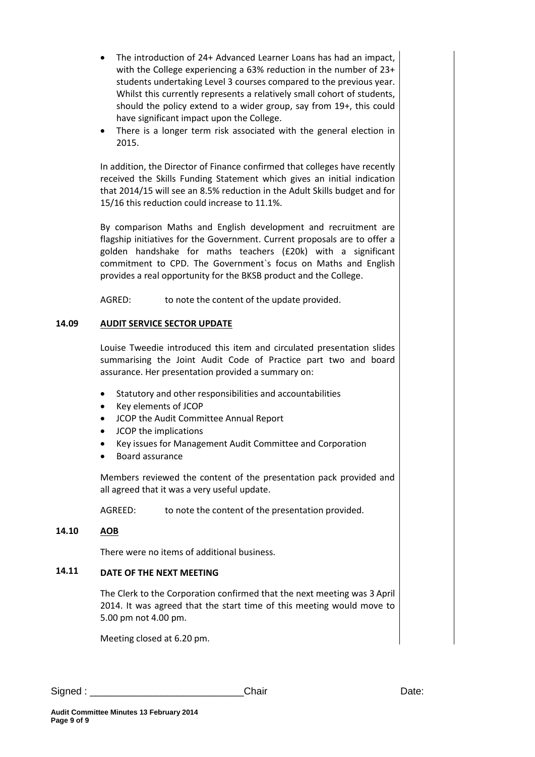- The introduction of 24+ Advanced Learner Loans has had an impact, with the College experiencing a 63% reduction in the number of 23+ students undertaking Level 3 courses compared to the previous year. Whilst this currently represents a relatively small cohort of students, should the policy extend to a wider group, say from 19+, this could have significant impact upon the College.
- There is a longer term risk associated with the general election in 2015.

In addition, the Director of Finance confirmed that colleges have recently received the Skills Funding Statement which gives an initial indication that 2014/15 will see an 8.5% reduction in the Adult Skills budget and for 15/16 this reduction could increase to 11.1%.

By comparison Maths and English development and recruitment are flagship initiatives for the Government. Current proposals are to offer a golden handshake for maths teachers (£20k) with a significant commitment to CPD. The Government`s focus on Maths and English provides a real opportunity for the BKSB product and the College.

AGRED: to note the content of the update provided.

## 14.09 AUDIT SERVICE SECTOR UPDATE

Louise Tweedie introduced this item and circulated presentation slides summarising the Joint Audit Code of Practice part two and board assurance. Her presentation provided a summary on:

- Statutory and other responsibilities and accountabilities
- Key elements of JCOP
- JCOP the Audit Committee Annual Report
- JCOP the implications
- Key issues for Management Audit Committee and Corporation
- Board assurance

Members reviewed the content of the presentation pack provided and all agreed that it was a very useful update.

AGREED: to note the content of the presentation provided.

## 14.10 AOB

There were no items of additional business.

## 14.11 DATE OF THE NEXT MEETING

The Clerk to the Corporation confirmed that the next meeting was 3 April 2014. It was agreed that the start time of this meeting would move to 5.00 pm not 4.00 pm.

Meeting closed at 6.20 pm.

Signed : ___________________________ Chair Date: